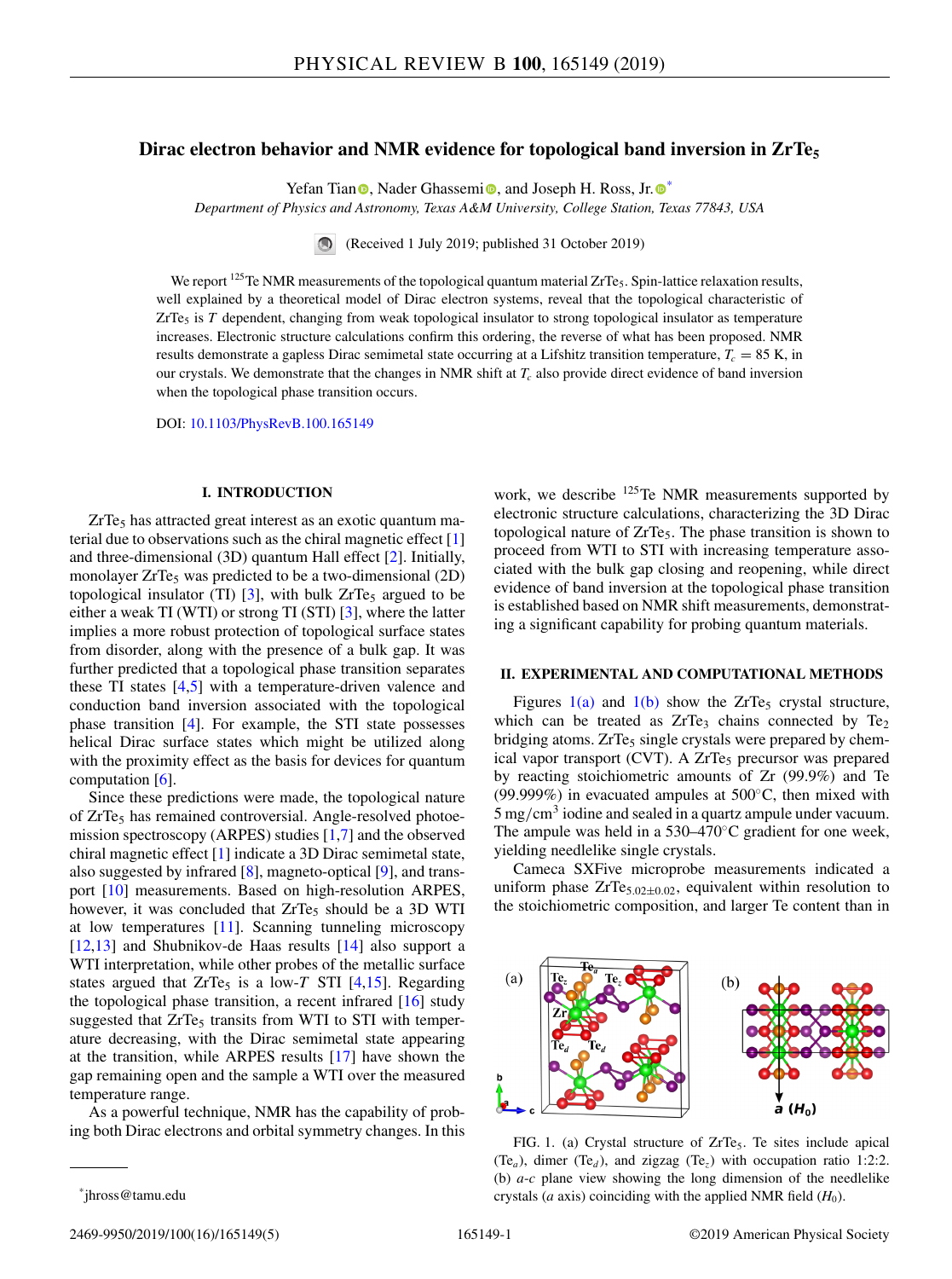# Dirac electron behavior and NMR evidence for topological band inversion in $ZrTe_5$

Yefan Tian, Nader Ghassemi, and Joseph H. Ross, Jr.*

*Department of Physics and Astronomy, Texas A&M University, College Station, Texas 77843, USA*

(Received 1 July 2019; published 31 October 2019)

We report $^{125}$Te NMR measurements of the topological quantum material $ZrTe_5$. Spin-lattice relaxation results, well explained by a theoretical model of Dirac electron systems, reveal that the topological characteristic of $ZrTe_5$ is $T$ dependent, changing from weak topological insulator to strong topological insulator as temperature increases. Electronic structure calculations confirm this ordering, the reverse of what has been proposed. NMR results demonstrate a gapless Dirac semimetal state occurring at a Lifshitz transition temperature, $T_c = 85$ K, in our crystals. We demonstrate that the changes in NMR shift at $T_c$ also provide direct evidence of band inversion when the topological phase transition occurs.

DOI: 10.1103/PhysRevB.100.165149

## I. INTRODUCTION

$ZrTe_5$ has attracted great interest as an exotic quantum material due to observations such as the chiral magnetic effect [1] and three-dimensional (3D) quantum Hall effect [2]. Initially, monolayer $ZrTe_5$ was predicted to be a two-dimensional (2D) topological insulator (TI) [3], with bulk $ZrTe_5$ argued to be either a weak TI (WTI) or strong TI (STI) [3], where the latter implies a more robust protection of topological surface states from disorder, along with the presence of a bulk gap. It was further predicted that a topological phase transition separates these TI states [4,5] with a temperature-driven valence and conduction band inversion associated with the topological phase transition [4]. For example, the STI state possesses helical Dirac surface states which might be utilized along with the proximity effect as the basis for devices for quantum computation [6].

Since these predictions were made, the topological nature of $ZrTe_5$ has remained controversial. Angle-resolved photoemission spectroscopy (ARPES) studies [1,7] and the observed chiral magnetic effect [1] indicate a 3D Dirac semimetal state, also suggested by infrared [8], magneto-optical [9], and transport [10] measurements. Based on high-resolution ARPES, however, it was concluded that $ZrTe_5$ should be a 3D WTI at low temperatures [11]. Scanning tunneling microscopy [12,13] and Shubnikov-de Haas results [14] also support a WTI interpretation, while other probes of the metallic surface states argued that $ZrTe_5$ is a low-$T$ STI [4,15]. Regarding the topological phase transition, a recent infrared [16] study suggested that $ZrTe_5$ transits from WTI to STI with temperature decreasing, with the Dirac semimetal state appearing at the transition, while ARPES results [17] have shown the gap remaining open and the sample a WTI over the measured temperature range.

As a powerful technique, NMR has the capability of probing both Dirac electrons and orbital symmetry changes. In this work, we describe $^{125}$Te NMR measurements supported by electronic structure calculations, characterizing the 3D Dirac topological nature of $ZrTe_5$. The phase transition is shown to proceed from WTI to STI with increasing temperature associated with the bulk gap closing and reopening, while direct evidence of band inversion at the topological phase transition is established based on NMR shift measurements, demonstrating a significant capability for probing quantum materials.

## II. EXPERIMENTAL AND COMPUTATIONAL METHODS

Figures 1(a) and 1(b) show the $ZrTe_5$ crystal structure, which can be treated as $ZrTe_3$ chains connected by $Te_2$ bridging atoms. $ZrTe_5$ single crystals were prepared by chemical vapor transport (CVT). A $ZrTe_5$ precursor was prepared by reacting stoichiometric amounts of Zr (99.9%) and Te (99.999%) in evacuated ampules at 500°C, then mixed with 5 mg/cm$^3$ iodine and sealed in a quartz ampule under vacuum. The ampule was held in a 530–470°C gradient for one week, yielding needlelike single crystals.

Cameca SXFive microprobe measurements indicated a uniform phase $ZrTe_{5.02\pm0.02}$, equivalent within resolution to the stoichiometric composition, and larger Te content than in

FIG. 1. (a) Crystal structure of $ZrTe_5$. Te sites include apical ($Te_a$), dimer ($Te_d$), and zigzag ($Te_z$) with occupation ratio 1:2:2. (b) $a$-$c$ plane view showing the long dimension of the needlelike crystals ($a$ axis) coinciding with the applied NMR field ($H_0$).

*jhross@tamu.edu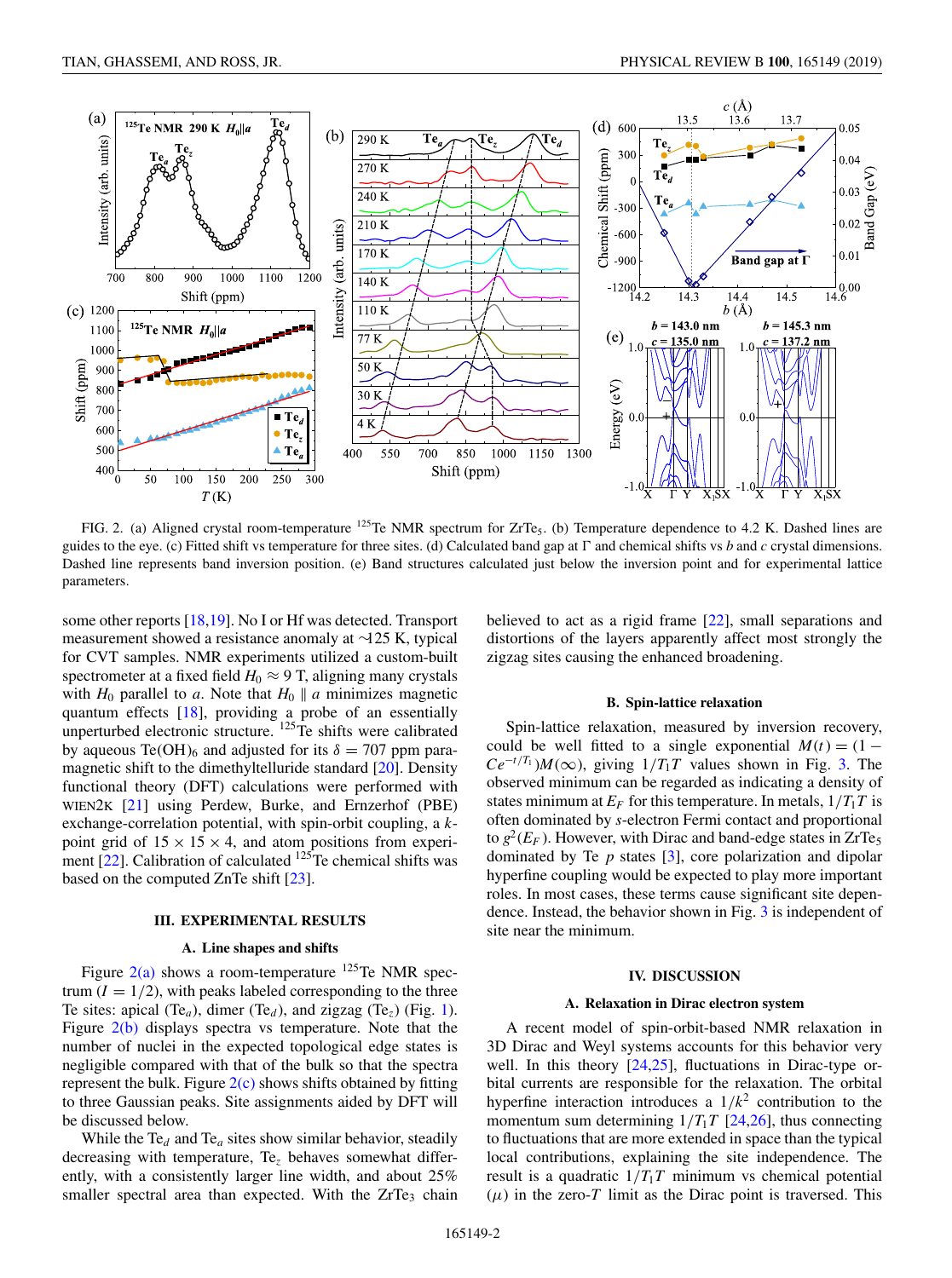FIG. 2. (a) Aligned crystal room-temperature $^{125}$Te NMR spectrum for $ZrTe_5$. (b) Temperature dependence to 4.2 K. Dashed lines are guides to the eye. (c) Fitted shift vs temperature for three sites. (d) Calculated band gap at Γ and chemical shifts vs $b$ and $c$ crystal dimensions. Dashed line represents band inversion position. (e) Band structures calculated just below the inversion point and for experimental lattice parameters.

some other reports [18,19]. No I or Hf was detected. Transport measurement showed a resistance anomaly at ~125 K, typical for CVT samples. NMR experiments utilized a custom-built spectrometer at a fixed field $H_0 \approx 9$ T, aligning many crystals with $H_0$ parallel to $a$. Note that $H_0 \parallel a$ minimizes magnetic quantum effects [18], providing a probe of an essentially unperturbed electronic structure. $^{125}$Te shifts were calibrated by aqueous $Te(OH)_6$ and adjusted for its $\delta = 707$ ppm paramagnetic shift to the dimethyltelluride standard [20]. Density functional theory (DFT) calculations were performed with WIEN2K [21] using Perdew, Burke, and Ernzerhof (PBE) exchange-correlation potential, with spin-orbit coupling, a $k$-point grid of $15 \times 15 \times 4$, and atom positions from experiment [22]. Calibration of calculated $^{125}$Te chemical shifts was based on the computed ZnTe shift [23].

### III. EXPERIMENTAL RESULTS

#### A. Line shapes and shifts

Figure 2(a) shows a room-temperature $^{125}$Te NMR spectrum ($I = 1/2$), with peaks labeled corresponding to the three Te sites: apical ($Te_a$), dimer ($Te_d$), and zigzag ($Te_z$) (Fig. 1). Figure 2(b) displays spectra vs temperature. Note that the number of nuclei in the expected topological edge states is negligible compared with that of the bulk so that the spectra represent the bulk. Figure 2(c) shows shifts obtained by fitting to three Gaussian peaks. Site assignments aided by DFT will be discussed below.

While the $Te_d$ and $Te_a$ sites show similar behavior, steadily decreasing with temperature, $Te_z$ behaves somewhat differently, with a consistently larger line width, and about 25% smaller spectral area than expected. With the $ZrTe_3$ chain believed to act as a rigid frame [22], small separations and distortions of the layers apparently affect most strongly the zigzag sites causing the enhanced broadening.

#### B. Spin-lattice relaxation

Spin-lattice relaxation, measured by inversion recovery, could be well fitted to a single exponential $M(t) = (1 - Ce^{-t/T_1})M(\infty)$, giving $1/T_1T$ values shown in Fig. 3. The observed minimum can be regarded as indicating a density of states minimum at $E_F$ for this temperature. In metals, $1/T_1T$ is often dominated by $s$-electron Fermi contact and proportional to $g^2(E_F)$. However, with Dirac and band-edge states in $ZrTe_5$ dominated by Te $p$ states [3], core polarization and dipolar hyperfine coupling would be expected to play more important roles. In most cases, these terms cause significant site dependence. Instead, the behavior shown in Fig. 3 is independent of site near the minimum.

### IV. DISCUSSION

#### A. Relaxation in Dirac electron system

A recent model of spin-orbit-based NMR relaxation in 3D Dirac and Weyl systems accounts for this behavior very well. In this theory [24,25], fluctuations in Dirac-type orbital currents are responsible for the relaxation. The orbital hyperfine interaction introduces a $1/k^2$ contribution to the momentum sum determining $1/T_1T$ [24,26], thus connecting to fluctuations that are more extended in space than the typical local contributions, explaining the site independence. The result is a quadratic $1/T_1T$ minimum vs chemical potential ($\mu$) in the zero-$T$ limit as the Dirac point is traversed. This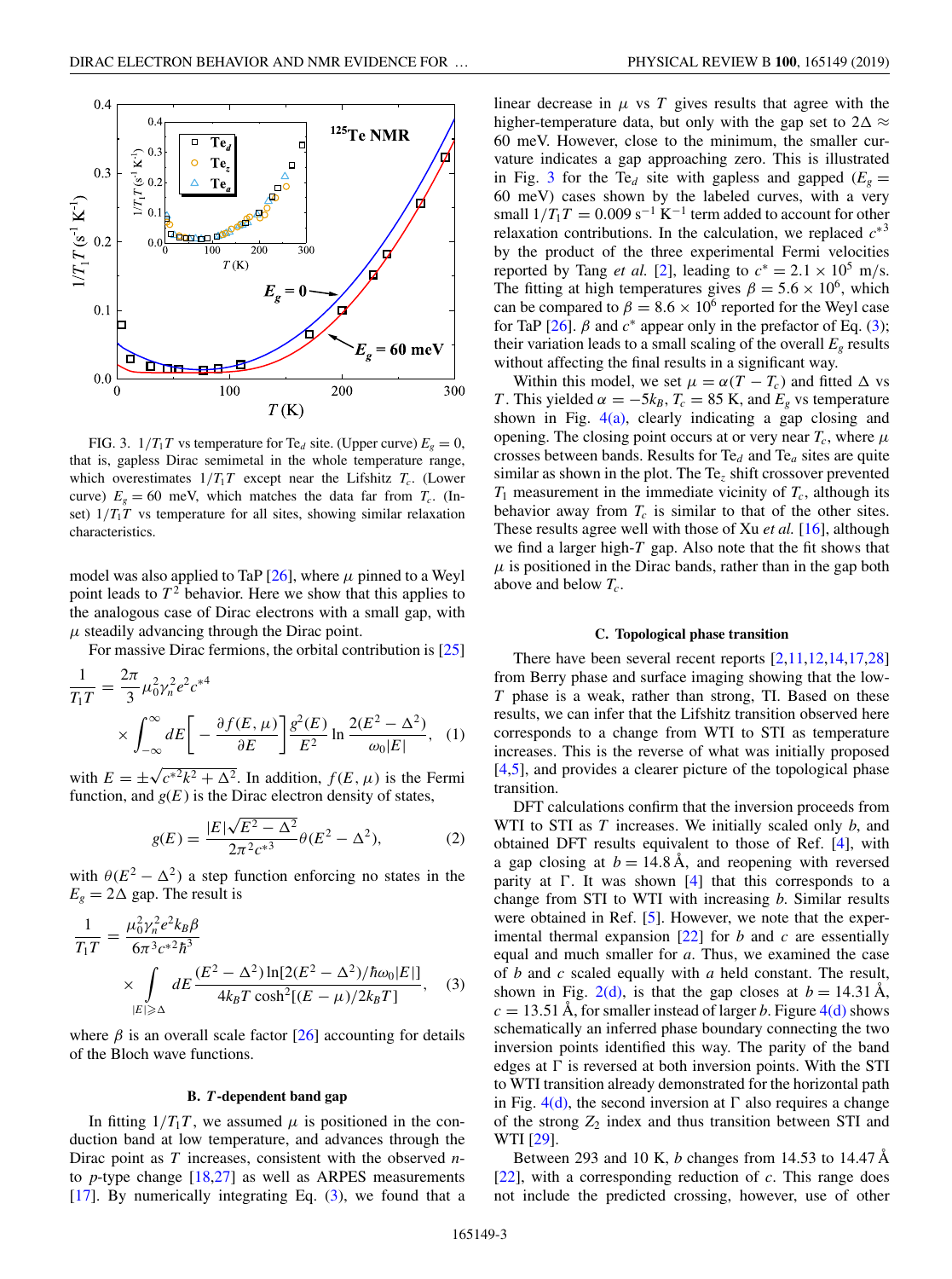FIG. 3. $1/T_1T$ vs temperature for Te$_d$ site. (Upper curve) $E_g = 0$, that is, gapless Dirac semimetal in the whole temperature range, which overestimates $1/T_1T$ except near the Lifshitz $T_c$. (Lower curve) $E_g = 60$ meV, which matches the data far from $T_c$. (Inset) $1/T_1T$ vs temperature for all sites, showing similar relaxation characteristics.

model was also applied to TaP [26], where $\mu$ pinned to a Weyl point leads to $T^2$ behavior. Here we show that this applies to the analogous case of Dirac electrons with a small gap, with $\mu$ steadily advancing through the Dirac point.

For massive Dirac fermions, the orbital contribution is [25]

$$\frac{1}{T_1T} = \frac{2\pi}{3}\mu_0^2\gamma_n^2 e^2 c^{*4} \times \int_{-\infty}^{\infty} dE\left[-\frac{\partial f(E,\mu)}{\partial E}\right]\frac{g^2(E)}{E^2}\ln\frac{2(E^2-\Delta^2)}{\omega_0|E|}, \quad (1)$$

with $E = \pm\sqrt{c^{*2}k^2 + \Delta^2}$. In addition, $f(E,\mu)$ is the Fermi function, and $g(E)$ is the Dirac electron density of states,

$$g(E) = \frac{|E|\sqrt{E^2-\Delta^2}}{2\pi^2 c^{*3}}\theta(E^2-\Delta^2), \quad (2)$$

with $\theta(E^2-\Delta^2)$ a step function enforcing no states in the $E_g = 2\Delta$ gap. The result is

$$\frac{1}{T_1T} = \frac{\mu_0^2\gamma_n^2 e^2 k_B \beta}{6\pi^3 c^{*2}\hbar^3} \times \int_{|E|\geqslant\Delta} dE\,\frac{(E^2-\Delta^2)\ln[2(E^2-\Delta^2)/\hbar\omega_0|E|]}{4k_BT\cosh^2[(E-\mu)/2k_BT]}, \quad (3)$$

where $\beta$ is an overall scale factor [26] accounting for details of the Bloch wave functions.

### B. *T*-dependent band gap

In fitting $1/T_1T$, we assumed $\mu$ is positioned in the conduction band at low temperature, and advances through the Dirac point as $T$ increases, consistent with the observed $n$- to $p$-type change [18,27] as well as ARPES measurements [17]. By numerically integrating Eq. (3), we found that a linear decrease in $\mu$ vs $T$ gives results that agree with the higher-temperature data, but only with the gap set to $2\Delta \approx 60$ meV. However, close to the minimum, the smaller curvature indicates a gap approaching zero. This is illustrated in Fig. 3 for the Te$_d$ site with gapless and gapped ($E_g = 60$ meV) cases shown by the labeled curves, with a very small $1/T_1T = 0.009\ \mathrm{s^{-1}\,K^{-1}}$ term added to account for other relaxation contributions. In the calculation, we replaced $c^{*3}$ by the product of the three experimental Fermi velocities reported by Tang *et al.* [2], leading to $c^* = 2.1\times10^5$ m/s. The fitting at high temperatures gives $\beta = 5.6\times10^6$, which can be compared to $\beta = 8.6\times10^6$ reported for the Weyl case for TaP [26]. $\beta$ and $c^*$ appear only in the prefactor of Eq. (3); their variation leads to a small scaling of the overall $E_g$ results without affecting the final results in a significant way.

Within this model, we set $\mu = \alpha(T - T_c)$ and fitted $\Delta$ vs $T$. This yielded $\alpha = -5k_B$, $T_c = 85$ K, and $E_g$ vs temperature shown in Fig. 4(a), clearly indicating a gap closing and opening. The closing point occurs at or very near $T_c$, where $\mu$ crosses between bands. Results for Te$_d$ and Te$_a$ sites are quite similar as shown in the plot. The Te$_z$ shift crossover prevented $T_1$ measurement in the immediate vicinity of $T_c$, although its behavior away from $T_c$ is similar to that of the other sites. These results agree well with those of Xu *et al.* [16], although we find a larger high-$T$ gap. Also note that the fit shows that $\mu$ is positioned in the Dirac bands, rather than in the gap both above and below $T_c$.

### C. Topological phase transition

There have been several recent reports [2,11,12,14,17,28] from Berry phase and surface imaging showing that the low-$T$ phase is a weak, rather than strong, TI. Based on these results, we can infer that the Lifshitz transition observed here corresponds to a change from WTI to STI as temperature increases. This is the reverse of what was initially proposed [4,5], and provides a clearer picture of the topological phase transition.

DFT calculations confirm that the inversion proceeds from WTI to STI as $T$ increases. We initially scaled only $b$, and obtained DFT results equivalent to those of Ref. [4], with a gap closing at $b = 14.8$ Å, and reopening with reversed parity at Γ. It was shown [4] that this corresponds to a change from STI to WTI with increasing $b$. Similar results were obtained in Ref. [5]. However, we note that the experimental thermal expansion [22] for $b$ and $c$ are essentially equal and much smaller for $a$. Thus, we examined the case of $b$ and $c$ scaled equally with $a$ held constant. The result, shown in Fig. 2(d), is that the gap closes at $b = 14.31$ Å, $c = 13.51$ Å, for smaller instead of larger $b$. Figure 4(d) shows schematically an inferred phase boundary connecting the two inversion points identified this way. The parity of the band edges at Γ is reversed at both inversion points. With the STI to WTI transition already demonstrated for the horizontal path in Fig. 4(d), the second inversion at Γ also requires a change of the strong $Z_2$ index and thus transition between STI and WTI [29].

Between 293 and 10 K, $b$ changes from 14.53 to 14.47 Å [22], with a corresponding reduction of $c$. This range does not include the predicted crossing, however, use of other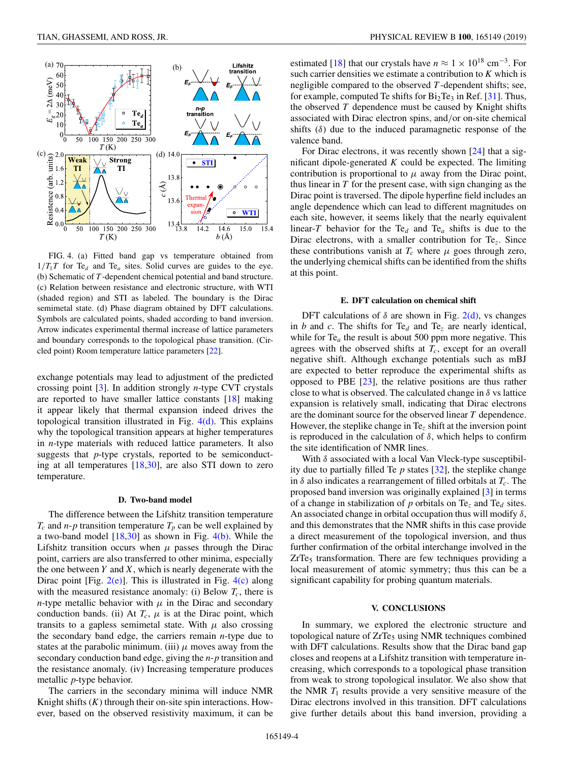FIG. 4. (a) Fitted band gap vs temperature obtained from $1/T_1T$ for $Te_d$ and $Te_a$ sites. Solid curves are guides to the eye. (b) Schematic of $T$-dependent chemical potential and band structure. (c) Relation between resistance and electronic structure, with WTI (shaded region) and STI as labeled. The boundary is the Dirac semimetal state. (d) Phase diagram obtained by DFT calculations. Symbols are calculated points, shaded according to band inversion. Arrow indicates experimental thermal increase of lattice parameters and boundary corresponds to the topological phase transition. (Circled point) Room temperature lattice parameters [22].

exchange potentials may lead to adjustment of the predicted crossing point [3]. In addition strongly $n$-type CVT crystals are reported to have smaller lattice constants [18] making it appear likely that thermal expansion indeed drives the topological transition illustrated in Fig. 4(d). This explains why the topological transition appears at higher temperatures in $n$-type materials with reduced lattice parameters. It also suggests that $p$-type crystals, reported to be semiconducting at all temperatures [18,30], are also STI down to zero temperature.

### D. Two-band model

The difference between the Lifshitz transition temperature $T_c$ and $n$-$p$ transition temperature $T_p$ can be well explained by a two-band model [18,30] as shown in Fig. 4(b). While the Lifshitz transition occurs when $\mu$ passes through the Dirac point, carriers are also transferred to other minima, especially the one between $Y$ and $X$, which is nearly degenerate with the Dirac point [Fig. 2(e)]. This is illustrated in Fig. 4(c) along with the measured resistance anomaly: (i) Below $T_c$, there is $n$-type metallic behavior with $\mu$ in the Dirac and secondary conduction bands. (ii) At $T_c$, $\mu$ is at the Dirac point, which transits to a gapless semimetal state. With $\mu$ also crossing the secondary band edge, the carriers remain $n$-type due to states at the parabolic minimum. (iii) $\mu$ moves away from the secondary conduction band edge, giving the $n$-$p$ transition and the resistance anomaly. (iv) Increasing temperature produces metallic $p$-type behavior.

The carriers in the secondary minima will induce NMR Knight shifts ($K$) through their on-site spin interactions. However, based on the observed resistivity maximum, it can be estimated [18] that our crystals have $n \approx 1 \times 10^{18}$ cm$^{-3}$. For such carrier densities we estimate a contribution to $K$ which is negligible compared to the observed $T$-dependent shifts; see, for example, computed Te shifts for $Bi_2Te_3$ in Ref. [31]. Thus, the observed $T$ dependence must be caused by Knight shifts associated with Dirac electron spins, and/or on-site chemical shifts ($\delta$) due to the induced paramagnetic response of the valence band.

For Dirac electrons, it was recently shown [24] that a significant dipole-generated $K$ could be expected. The limiting contribution is proportional to $\mu$ away from the Dirac point, thus linear in $T$ for the present case, with sign changing as the Dirac point is traversed. The dipole hyperfine field includes an angle dependence which can lead to different magnitudes on each site, however, it seems likely that the nearly equivalent linear-$T$ behavior for the $Te_d$ and $Te_a$ shifts is due to the Dirac electrons, with a smaller contribution for $Te_z$. Since these contributions vanish at $T_c$ where $\mu$ goes through zero, the underlying chemical shifts can be identified from the shifts at this point.

### E. DFT calculation on chemical shift

DFT calculations of $\delta$ are shown in Fig. 2(d), vs changes in $b$ and $c$. The shifts for $Te_d$ and $Te_z$ are nearly identical, while for $Te_a$ the result is about 500 ppm more negative. This agrees with the observed shifts at $T_c$, except for an overall negative shift. Although exchange potentials such as mBJ are expected to better reproduce the experimental shifts as opposed to PBE [23], the relative positions are thus rather close to what is observed. The calculated change in $\delta$ vs lattice expansion is relatively small, indicating that Dirac electrons are the dominant source for the observed linear $T$ dependence. However, the steplike change in $Te_z$ shift at the inversion point is reproduced in the calculation of $\delta$, which helps to confirm the site identification of NMR lines.

With $\delta$ associated with a local Van Vleck-type susceptibility due to partially filled Te $p$ states [32], the steplike change in $\delta$ also indicates a rearrangement of filled orbitals at $T_c$. The proposed band inversion was originally explained [3] in terms of a change in stabilization of $p$ orbitals on $Te_z$ and $Te_d$ sites. An associated change in orbital occupation thus will modify $\delta$, and this demonstrates that the NMR shifts in this case provide a direct measurement of the topological inversion, and thus further confirmation of the orbital interchange involved in the $ZrTe_5$ transformation. There are few techniques providing a local measurement of atomic symmetry; thus this can be a significant capability for probing quantum materials.

## V. CONCLUSIONS

In summary, we explored the electronic structure and topological nature of $ZrTe_5$ using NMR techniques combined with DFT calculations. Results show that the Dirac band gap closes and reopens at a Lifshitz transition with temperature increasing, which corresponds to a topological phase transition from weak to strong topological insulator. We also show that the NMR $T_1$ results provide a very sensitive measure of the Dirac electrons involved in this transition. DFT calculations give further details about this band inversion, providing a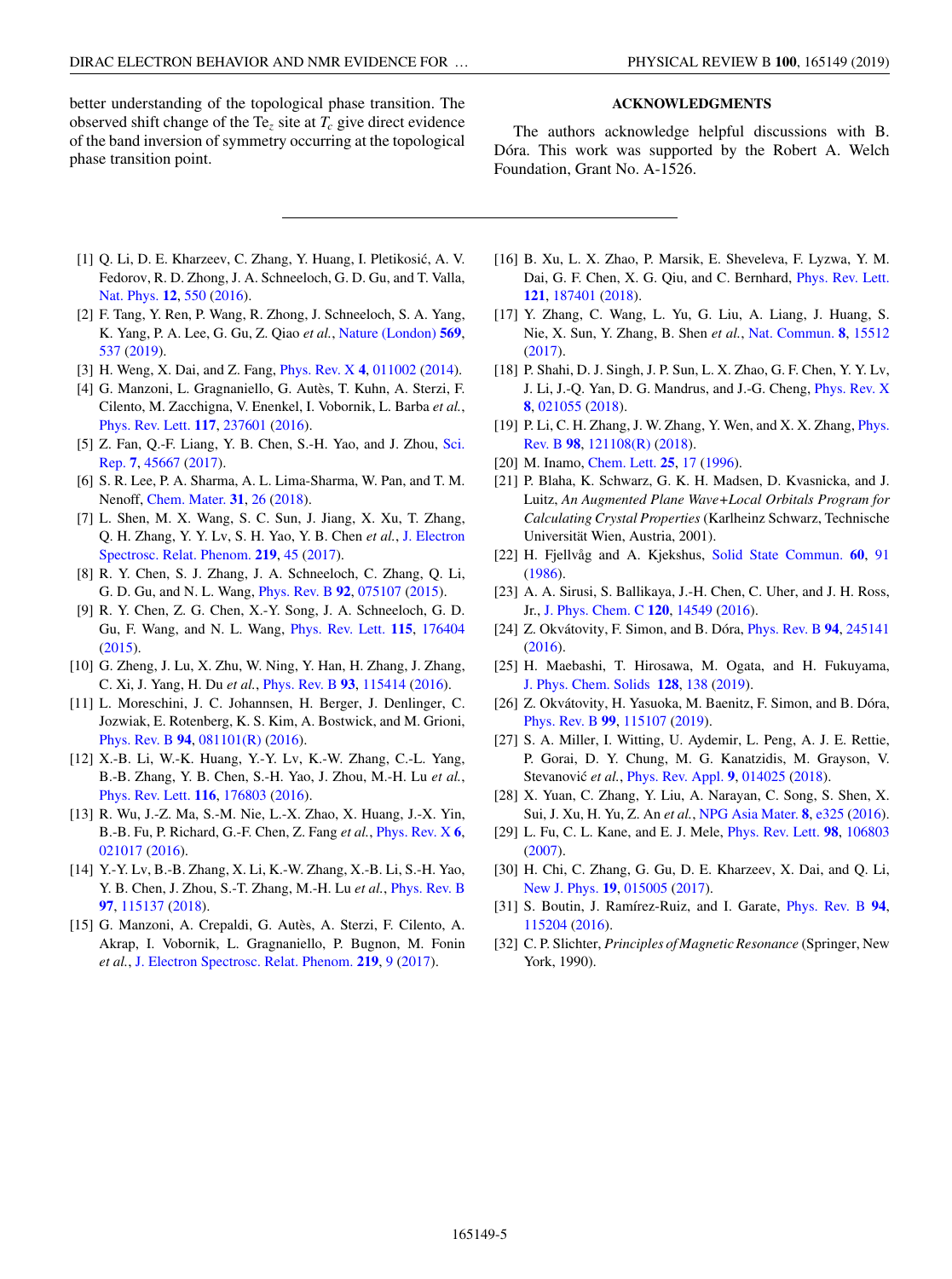better understanding of the topological phase transition. The observed shift change of the $Te_z$ site at $T_c$ give direct evidence of the band inversion of symmetry occurring at the topological phase transition point.

## ACKNOWLEDGMENTS

The authors acknowledge helpful discussions with B. Dóra. This work was supported by the Robert A. Welch Foundation, Grant No. A-1526.

---

[1] Q. Li, D. E. Kharzeev, C. Zhang, Y. Huang, I. Pletikosić, A. V. Fedorov, R. D. Zhong, J. A. Schneeloch, G. D. Gu, and T. Valla, Nat. Phys. **12**, 550 (2016).

[2] F. Tang, Y. Ren, P. Wang, R. Zhong, J. Schneeloch, S. A. Yang, K. Yang, P. A. Lee, G. Gu, Z. Qiao *et al.*, Nature (London) **569**, 537 (2019).

[3] H. Weng, X. Dai, and Z. Fang, Phys. Rev. X **4**, 011002 (2014).

[4] G. Manzoni, L. Gragnaniello, G. Autès, T. Kuhn, A. Sterzi, F. Cilento, M. Zacchigna, V. Enenkel, I. Vobornik, L. Barba *et al.*, Phys. Rev. Lett. **117**, 237601 (2016).

[5] Z. Fan, Q.-F. Liang, Y. B. Chen, S.-H. Yao, and J. Zhou, Sci. Rep. **7**, 45667 (2017).

[6] S. R. Lee, P. A. Sharma, A. L. Lima-Sharma, W. Pan, and T. M. Nenoff, Chem. Mater. **31**, 26 (2018).

[7] L. Shen, M. X. Wang, S. C. Sun, J. Jiang, X. Xu, T. Zhang, Q. H. Zhang, Y. Y. Lv, S. H. Yao, Y. B. Chen *et al.*, J. Electron Spectrosc. Relat. Phenom. **219**, 45 (2017).

[8] R. Y. Chen, S. J. Zhang, J. A. Schneeloch, C. Zhang, Q. Li, G. D. Gu, and N. L. Wang, Phys. Rev. B **92**, 075107 (2015).

[9] R. Y. Chen, Z. G. Chen, X.-Y. Song, J. A. Schneeloch, G. D. Gu, F. Wang, and N. L. Wang, Phys. Rev. Lett. **115**, 176404 (2015).

[10] G. Zheng, J. Lu, X. Zhu, W. Ning, Y. Han, H. Zhang, J. Zhang, C. Xi, J. Yang, H. Du *et al.*, Phys. Rev. B **93**, 115414 (2016).

[11] L. Moreschini, J. C. Johannsen, H. Berger, J. Denlinger, C. Jozwiak, E. Rotenberg, K. S. Kim, A. Bostwick, and M. Grioni, Phys. Rev. B **94**, 081101(R) (2016).

[12] X.-B. Li, W.-K. Huang, Y.-Y. Lv, K.-W. Zhang, C.-L. Yang, B.-B. Zhang, Y. B. Chen, S.-H. Yao, J. Zhou, M.-H. Lu *et al.*, Phys. Rev. Lett. **116**, 176803 (2016).

[13] R. Wu, J.-Z. Ma, S.-M. Nie, L.-X. Zhao, X. Huang, J.-X. Yin, B.-B. Fu, P. Richard, G.-F. Chen, Z. Fang *et al.*, Phys. Rev. X **6**, 021017 (2016).

[14] Y.-Y. Lv, B.-B. Zhang, X. Li, K.-W. Zhang, X.-B. Li, S.-H. Yao, Y. B. Chen, J. Zhou, S.-T. Zhang, M.-H. Lu *et al.*, Phys. Rev. B **97**, 115137 (2018).

[15] G. Manzoni, A. Crepaldi, G. Autès, A. Sterzi, F. Cilento, A. Akrap, I. Vobornik, L. Gragnaniello, P. Bugnon, M. Fonin *et al.*, J. Electron Spectrosc. Relat. Phenom. **219**, 9 (2017).

[16] B. Xu, L. X. Zhao, P. Marsik, E. Sheveleva, F. Lyzwa, Y. M. Dai, G. F. Chen, X. G. Qiu, and C. Bernhard, Phys. Rev. Lett. **121**, 187401 (2018).

[17] Y. Zhang, C. Wang, L. Yu, G. Liu, A. Liang, J. Huang, S. Nie, X. Sun, Y. Zhang, B. Shen *et al.*, Nat. Commun. **8**, 15512 (2017).

[18] P. Shahi, D. J. Singh, J. P. Sun, L. X. Zhao, G. F. Chen, Y. Y. Lv, J. Li, J.-Q. Yan, D. G. Mandrus, and J.-G. Cheng, Phys. Rev. X **8**, 021055 (2018).

[19] P. Li, C. H. Zhang, J. W. Zhang, Y. Wen, and X. X. Zhang, Phys. Rev. B **98**, 121108(R) (2018).

[20] M. Inamo, Chem. Lett. **25**, 17 (1996).

[21] P. Blaha, K. Schwarz, G. K. H. Madsen, D. Kvasnicka, and J. Luitz, *An Augmented Plane Wave+Local Orbitals Program for Calculating Crystal Properties* (Karlheinz Schwarz, Technische Universität Wien, Austria, 2001).

[22] H. Fjellvåg and A. Kjekshus, Solid State Commun. **60**, 91 (1986).

[23] A. A. Sirusi, S. Ballikaya, J.-H. Chen, C. Uher, and J. H. Ross, Jr., J. Phys. Chem. C **120**, 14549 (2016).

[24] Z. Okvátovity, F. Simon, and B. Dóra, Phys. Rev. B **94**, 245141 (2016).

[25] H. Maebashi, T. Hirosawa, M. Ogata, and H. Fukuyama, J. Phys. Chem. Solids **128**, 138 (2019).

[26] Z. Okvátovity, H. Yasuoka, M. Baenitz, F. Simon, and B. Dóra, Phys. Rev. B **99**, 115107 (2019).

[27] S. A. Miller, I. Witting, U. Aydemir, L. Peng, A. J. E. Rettie, P. Gorai, D. Y. Chung, M. G. Kanatzidis, M. Grayson, V. Stevanović *et al.*, Phys. Rev. Appl. **9**, 014025 (2018).

[28] X. Yuan, C. Zhang, Y. Liu, A. Narayan, C. Song, S. Shen, X. Sui, J. Xu, H. Yu, Z. An *et al.*, NPG Asia Mater. **8**, e325 (2016).

[29] L. Fu, C. L. Kane, and E. J. Mele, Phys. Rev. Lett. **98**, 106803 (2007).

[30] H. Chi, C. Zhang, G. Gu, D. E. Kharzeev, X. Dai, and Q. Li, New J. Phys. **19**, 015005 (2017).

[31] S. Boutin, J. Ramírez-Ruiz, and I. Garate, Phys. Rev. B **94**, 115204 (2016).

[32] C. P. Slichter, *Principles of Magnetic Resonance* (Springer, New York, 1990).